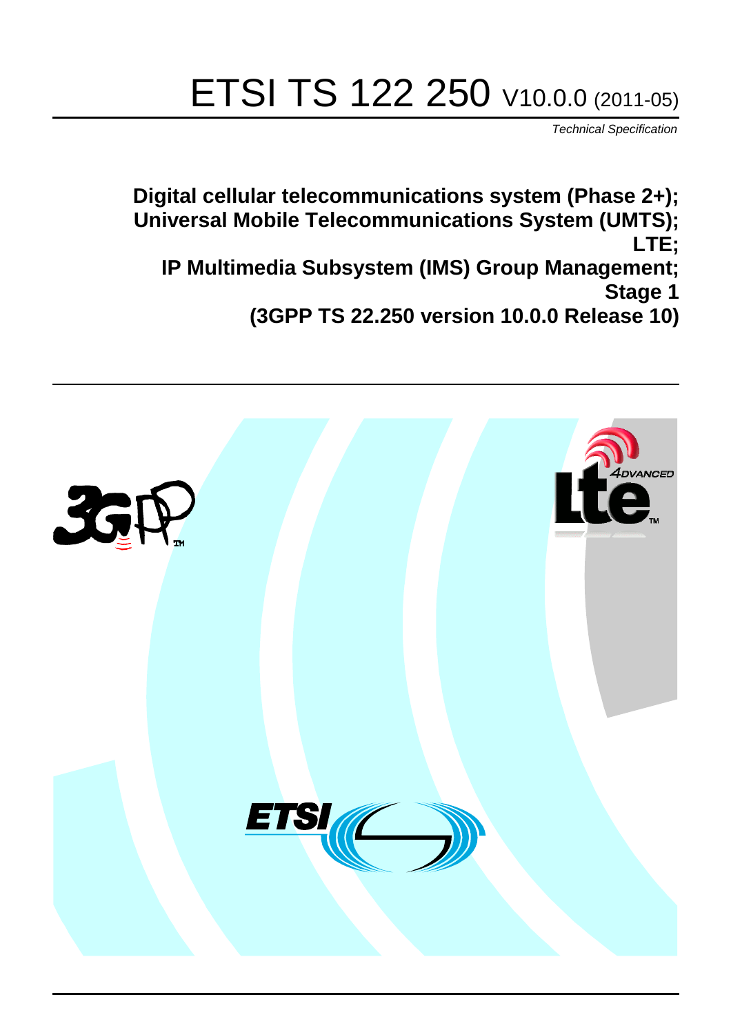# ETSI TS 122 250 V10.0.0 (2011-05)

*Technical Specification*

**Digital cellular telecommunications system (Phase 2+); Universal Mobile Telecommunications System (UMTS); LTE; IP Multimedia Subsystem (IMS) Group Management; Stage 1 (3GPP TS 22.250 version 10.0.0 Release 10)**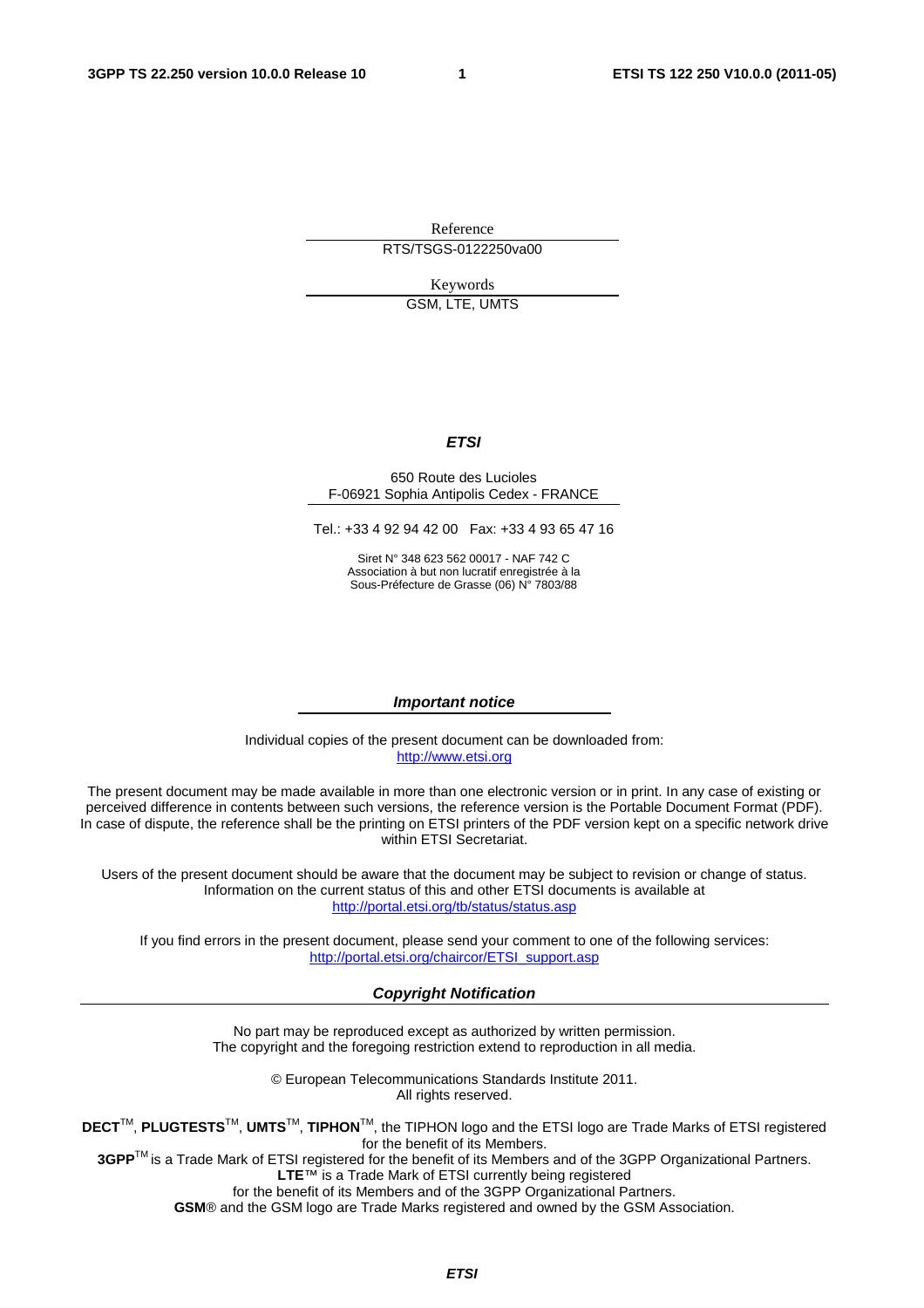Reference

RTS/TSGS-0122250va00

Keywords

GSM, LTE, UMTS

***ETSI***

650 Route des Lucioles
F-06921 Sophia Antipolis Cedex - FRANCE

Tel.: +33 4 92 94 42 00 Fax: +33 4 93 65 47 16

Siret N° 348 623 562 00017 - NAF 742 C
Association à but non lucratif enregistrée à la
Sous-Préfecture de Grasse (06) N° 7803/88

***Important notice***

Individual copies of the present document can be downloaded from:
http://www.etsi.org

The present document may be made available in more than one electronic version or in print. In any case of existing or perceived difference in contents between such versions, the reference version is the Portable Document Format (PDF). In case of dispute, the reference shall be the printing on ETSI printers of the PDF version kept on a specific network drive within ETSI Secretariat.

Users of the present document should be aware that the document may be subject to revision or change of status. Information on the current status of this and other ETSI documents is available at
http://portal.etsi.org/tb/status/status.asp

If you find errors in the present document, please send your comment to one of the following services:
http://portal.etsi.org/chaircor/ETSI_support.asp

***Copyright Notification***

No part may be reproduced except as authorized by written permission.
The copyright and the foregoing restriction extend to reproduction in all media.

© European Telecommunications Standards Institute 2011.
All rights reserved.

**DECT**™, **PLUGTESTS**™, **UMTS**™, **TIPHON**™, the TIPHON logo and the ETSI logo are Trade Marks of ETSI registered for the benefit of its Members.
**3GPP**™ is a Trade Mark of ETSI registered for the benefit of its Members and of the 3GPP Organizational Partners.
**LTE**™ is a Trade Mark of ETSI currently being registered
for the benefit of its Members and of the 3GPP Organizational Partners.
**GSM**® and the GSM logo are Trade Marks registered and owned by the GSM Association.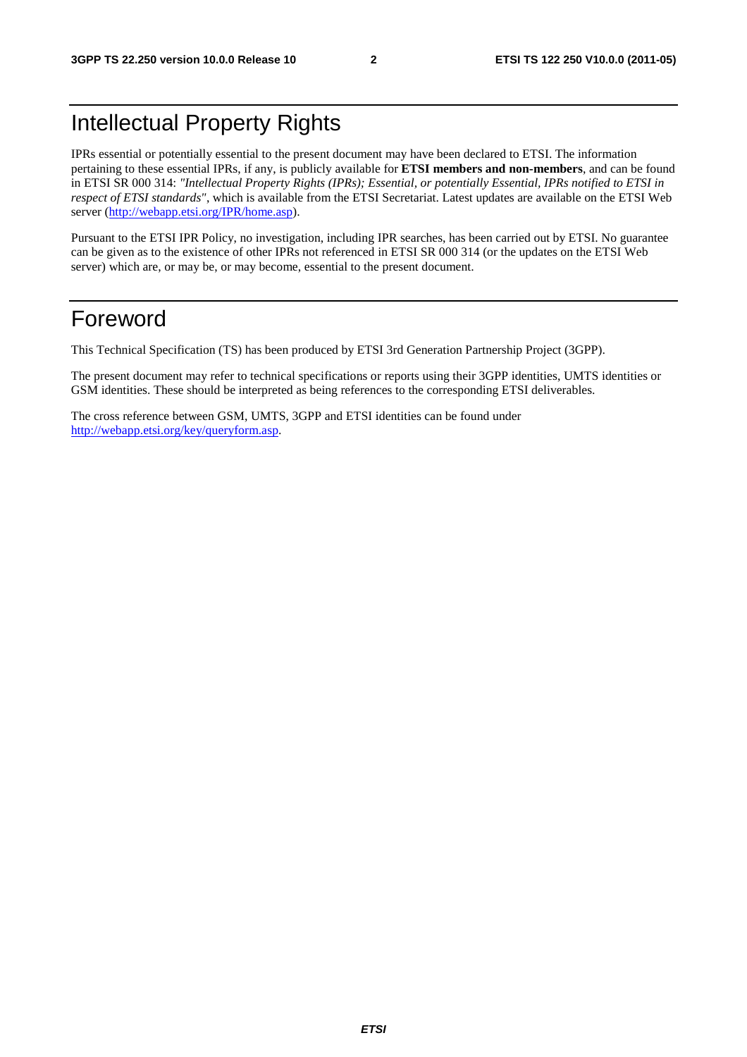# Intellectual Property Rights

IPRs essential or potentially essential to the present document may have been declared to ETSI. The information pertaining to these essential IPRs, if any, is publicly available for **ETSI members and non-members**, and can be found in ETSI SR 000 314: *"Intellectual Property Rights (IPRs); Essential, or potentially Essential, IPRs notified to ETSI in respect of ETSI standards"*, which is available from the ETSI Secretariat. Latest updates are available on the ETSI Web server (http://webapp.etsi.org/IPR/home.asp).

Pursuant to the ETSI IPR Policy, no investigation, including IPR searches, has been carried out by ETSI. No guarantee can be given as to the existence of other IPRs not referenced in ETSI SR 000 314 (or the updates on the ETSI Web server) which are, or may be, or may become, essential to the present document.

# Foreword

This Technical Specification (TS) has been produced by ETSI 3rd Generation Partnership Project (3GPP).

The present document may refer to technical specifications or reports using their 3GPP identities, UMTS identities or GSM identities. These should be interpreted as being references to the corresponding ETSI deliverables.

The cross reference between GSM, UMTS, 3GPP and ETSI identities can be found under http://webapp.etsi.org/key/queryform.asp.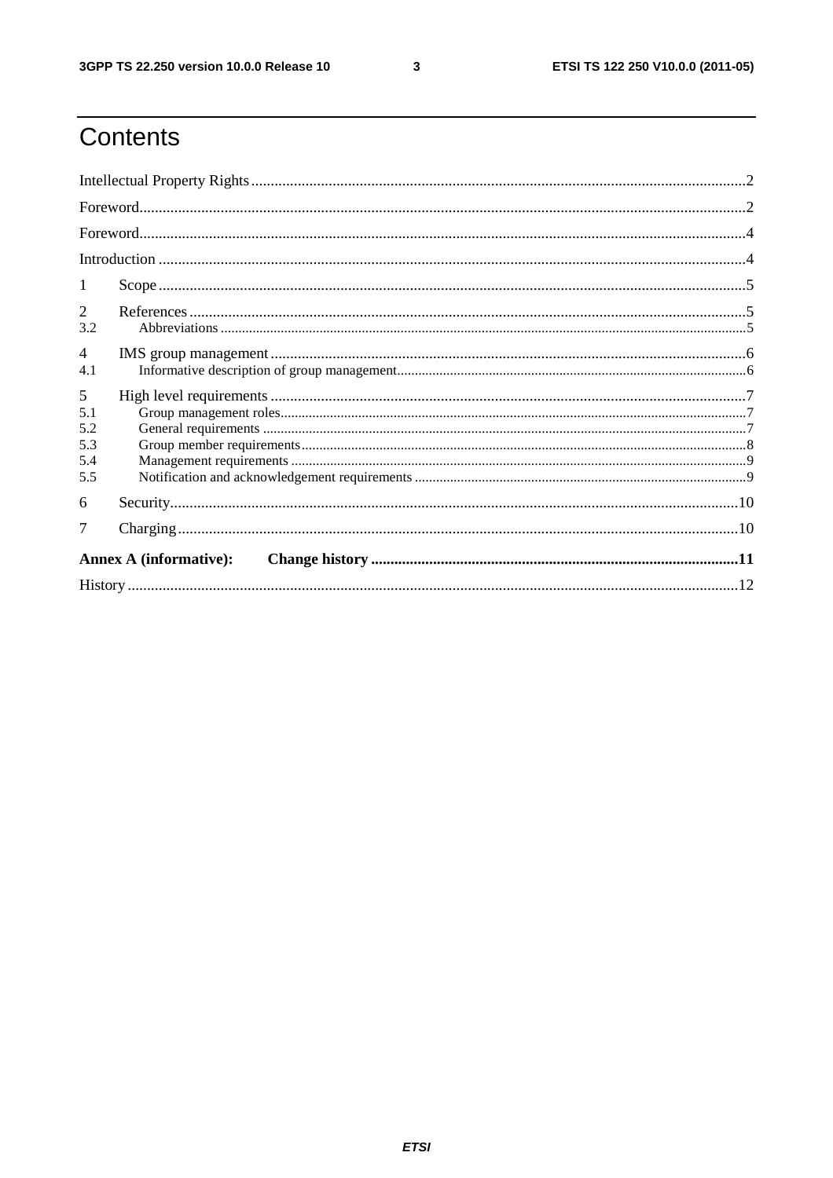# Contents

Intellectual Property Rights ........................................................................................................................ 2

Foreword..................................................................................................................................................... 2

Foreword..................................................................................................................................................... 4

Introduction ................................................................................................................................................ 4

1 Scope ....................................................................................................................................................... 5

2 References ............................................................................................................................................... 5

3.2 Abbreviations ........................................................................................................................................ 5

4 IMS group management .......................................................................................................................... 6

4.1 Informative description of group management ..................................................................................... 6

5 High level requirements ........................................................................................................................... 7

5.1 Group management roles ..................................................................................................................... 7

5.2 General requirements ........................................................................................................................... 7

5.3 Group member requirements ................................................................................................................ 8

5.4 Management requirements ................................................................................................................... 9

5.5 Notification and acknowledgement requirements ................................................................................ 9

6 Security ................................................................................................................................................... 10

7 Charging ................................................................................................................................................. 10

**Annex A (informative): Change history ................................................................................................ 11**

History ....................................................................................................................................................... 12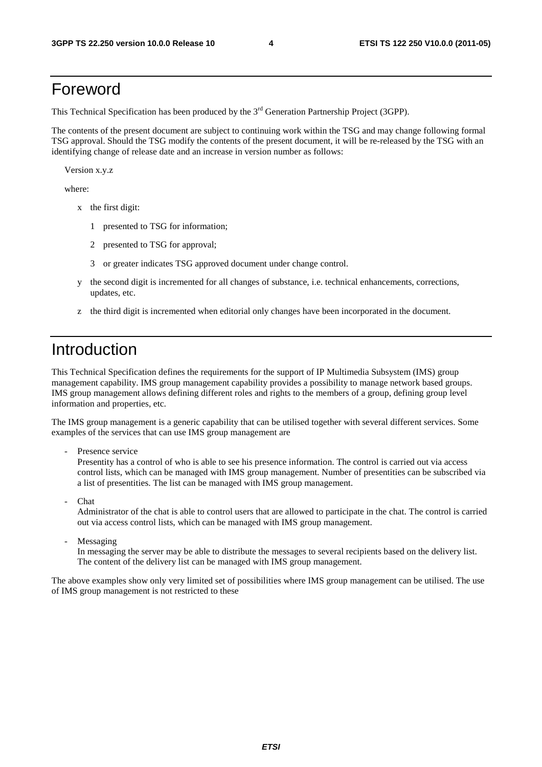# Foreword

This Technical Specification has been produced by the 3rd Generation Partnership Project (3GPP).

The contents of the present document are subject to continuing work within the TSG and may change following formal TSG approval. Should the TSG modify the contents of the present document, it will be re-released by the TSG with an identifying change of release date and an increase in version number as follows:

Version x.y.z

where:

- x the first digit:
  - 1 presented to TSG for information;
  - 2 presented to TSG for approval;
  - 3 or greater indicates TSG approved document under change control.
- y the second digit is incremented for all changes of substance, i.e. technical enhancements, corrections, updates, etc.
- z the third digit is incremented when editorial only changes have been incorporated in the document.

# Introduction

This Technical Specification defines the requirements for the support of IP Multimedia Subsystem (IMS) group management capability. IMS group management capability provides a possibility to manage network based groups. IMS group management allows defining different roles and rights to the members of a group, defining group level information and properties, etc.

The IMS group management is a generic capability that can be utilised together with several different services. Some examples of the services that can use IMS group management are

- Presence service
  Presentity has a control of who is able to see his presence information. The control is carried out via access control lists, which can be managed with IMS group management. Number of presentities can be subscribed via a list of presentities. The list can be managed with IMS group management.
- Chat
  Administrator of the chat is able to control users that are allowed to participate in the chat. The control is carried out via access control lists, which can be managed with IMS group management.
- Messaging
  In messaging the server may be able to distribute the messages to several recipients based on the delivery list. The content of the delivery list can be managed with IMS group management.

The above examples show only very limited set of possibilities where IMS group management can be utilised. The use of IMS group management is not restricted to these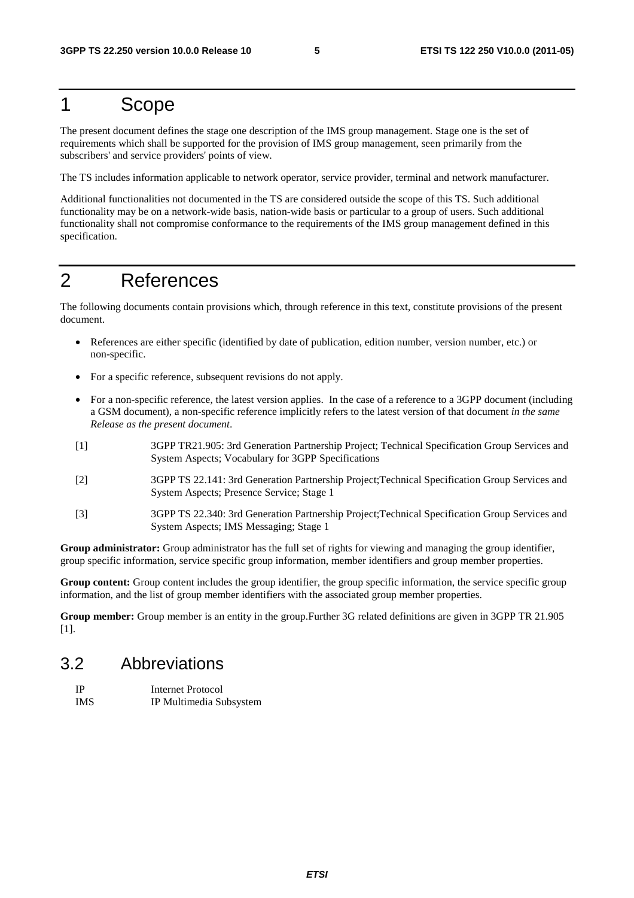# 1 Scope

The present document defines the stage one description of the IMS group management. Stage one is the set of requirements which shall be supported for the provision of IMS group management, seen primarily from the subscribers' and service providers' points of view.

The TS includes information applicable to network operator, service provider, terminal and network manufacturer.

Additional functionalities not documented in the TS are considered outside the scope of this TS. Such additional functionality may be on a network-wide basis, nation-wide basis or particular to a group of users. Such additional functionality shall not compromise conformance to the requirements of the IMS group management defined in this specification.

# 2 References

The following documents contain provisions which, through reference in this text, constitute provisions of the present document.

- References are either specific (identified by date of publication, edition number, version number, etc.) or non-specific.
- For a specific reference, subsequent revisions do not apply.
- For a non-specific reference, the latest version applies. In the case of a reference to a 3GPP document (including a GSM document), a non-specific reference implicitly refers to the latest version of that document *in the same Release as the present document*.

[1] 3GPP TR21.905: 3rd Generation Partnership Project; Technical Specification Group Services and System Aspects; Vocabulary for 3GPP Specifications

[2] 3GPP TS 22.141: 3rd Generation Partnership Project;Technical Specification Group Services and System Aspects; Presence Service; Stage 1

[3] 3GPP TS 22.340: 3rd Generation Partnership Project;Technical Specification Group Services and System Aspects; IMS Messaging; Stage 1

**Group administrator:** Group administrator has the full set of rights for viewing and managing the group identifier, group specific information, service specific group information, member identifiers and group member properties.

**Group content:** Group content includes the group identifier, the group specific information, the service specific group information, and the list of group member identifiers with the associated group member properties.

**Group member:** Group member is an entity in the group.Further 3G related definitions are given in 3GPP TR 21.905 [1].

## 3.2 Abbreviations

| | |
|---|---|
| IP | Internet Protocol |
| IMS | IP Multimedia Subsystem |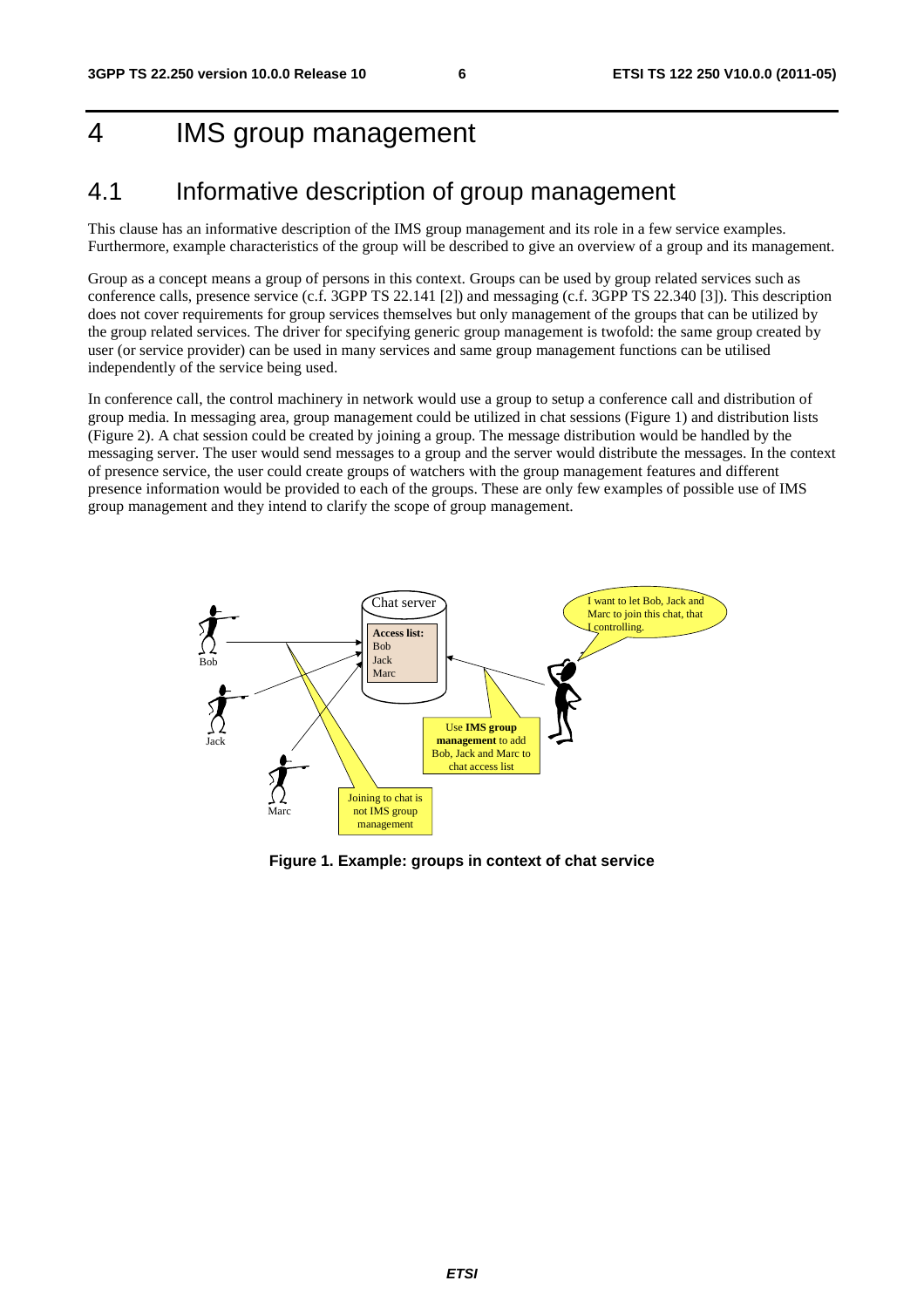# 4 IMS group management

## 4.1 Informative description of group management

This clause has an informative description of the IMS group management and its role in a few service examples. Furthermore, example characteristics of the group will be described to give an overview of a group and its management.

Group as a concept means a group of persons in this context. Groups can be used by group related services such as conference calls, presence service (c.f. 3GPP TS 22.141 [2]) and messaging (c.f. 3GPP TS 22.340 [3]). This description does not cover requirements for group services themselves but only management of the groups that can be utilized by the group related services. The driver for specifying generic group management is twofold: the same group created by user (or service provider) can be used in many services and same group management functions can be utilised independently of the service being used.

In conference call, the control machinery in network would use a group to setup a conference call and distribution of group media. In messaging area, group management could be utilized in chat sessions (Figure 1) and distribution lists (Figure 2). A chat session could be created by joining a group. The message distribution would be handled by the messaging server. The user would send messages to a group and the server would distribute the messages. In the context of presence service, the user could create groups of watchers with the group management features and different presence information would be provided to each of the groups. These are only few examples of possible use of IMS group management and they intend to clarify the scope of group management.

**Figure 1. Example: groups in context of chat service**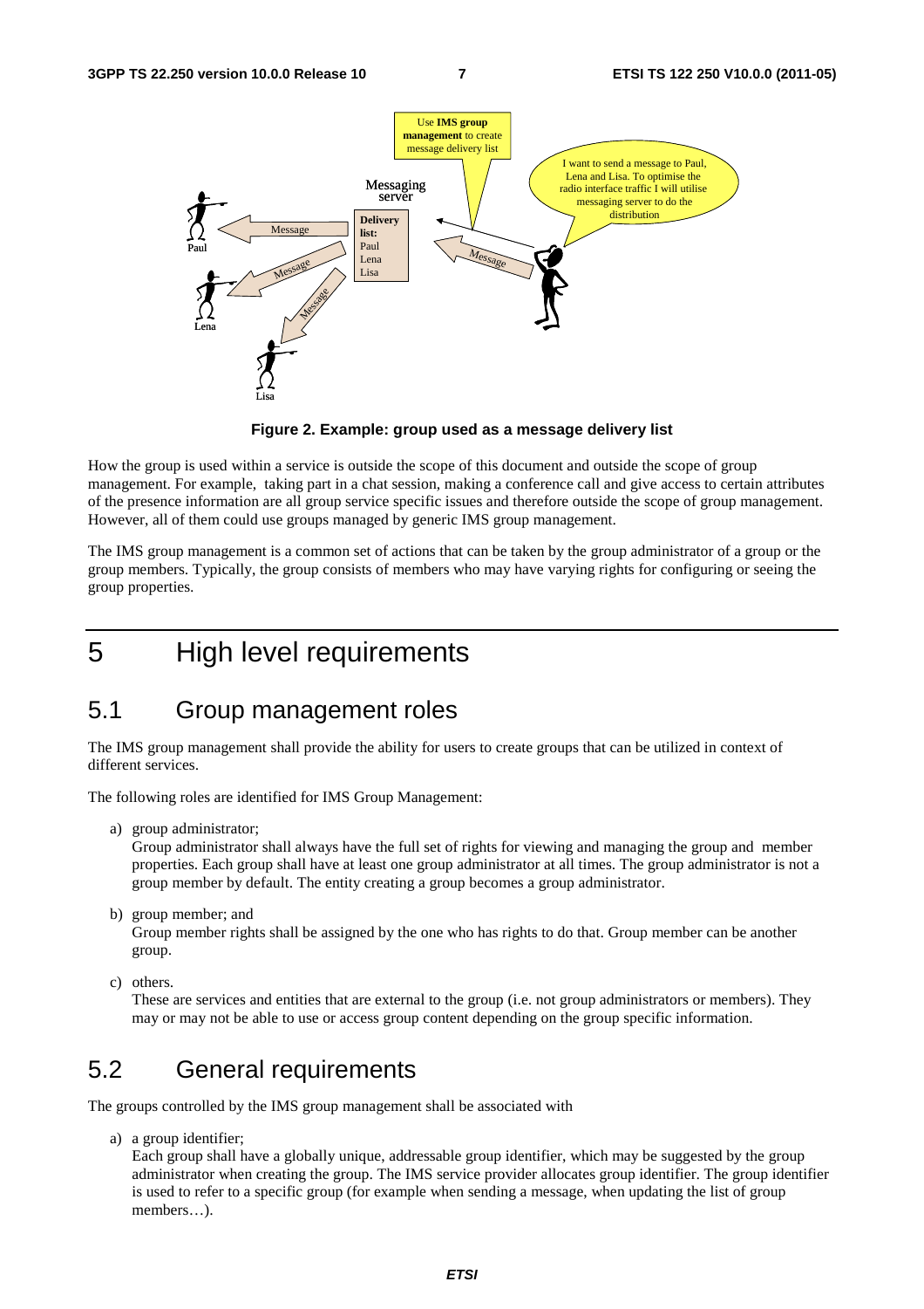**Figure 2. Example: group used as a message delivery list**

How the group is used within a service is outside the scope of this document and outside the scope of group management. For example, taking part in a chat session, making a conference call and give access to certain attributes of the presence information are all group service specific issues and therefore outside the scope of group management. However, all of them could use groups managed by generic IMS group management.

The IMS group management is a common set of actions that can be taken by the group administrator of a group or the group members. Typically, the group consists of members who may have varying rights for configuring or seeing the group properties.

# 5 High level requirements

## 5.1 Group management roles

The IMS group management shall provide the ability for users to create groups that can be utilized in context of different services.

The following roles are identified for IMS Group Management:

a) group administrator;
   Group administrator shall always have the full set of rights for viewing and managing the group and member properties. Each group shall have at least one group administrator at all times. The group administrator is not a group member by default. The entity creating a group becomes a group administrator.

b) group member; and
   Group member rights shall be assigned by the one who has rights to do that. Group member can be another group.

c) others.
   These are services and entities that are external to the group (i.e. not group administrators or members). They may or may not be able to use or access group content depending on the group specific information.

## 5.2 General requirements

The groups controlled by the IMS group management shall be associated with

a) a group identifier;
   Each group shall have a globally unique, addressable group identifier, which may be suggested by the group administrator when creating the group. The IMS service provider allocates group identifier. The group identifier is used to refer to a specific group (for example when sending a message, when updating the list of group members…).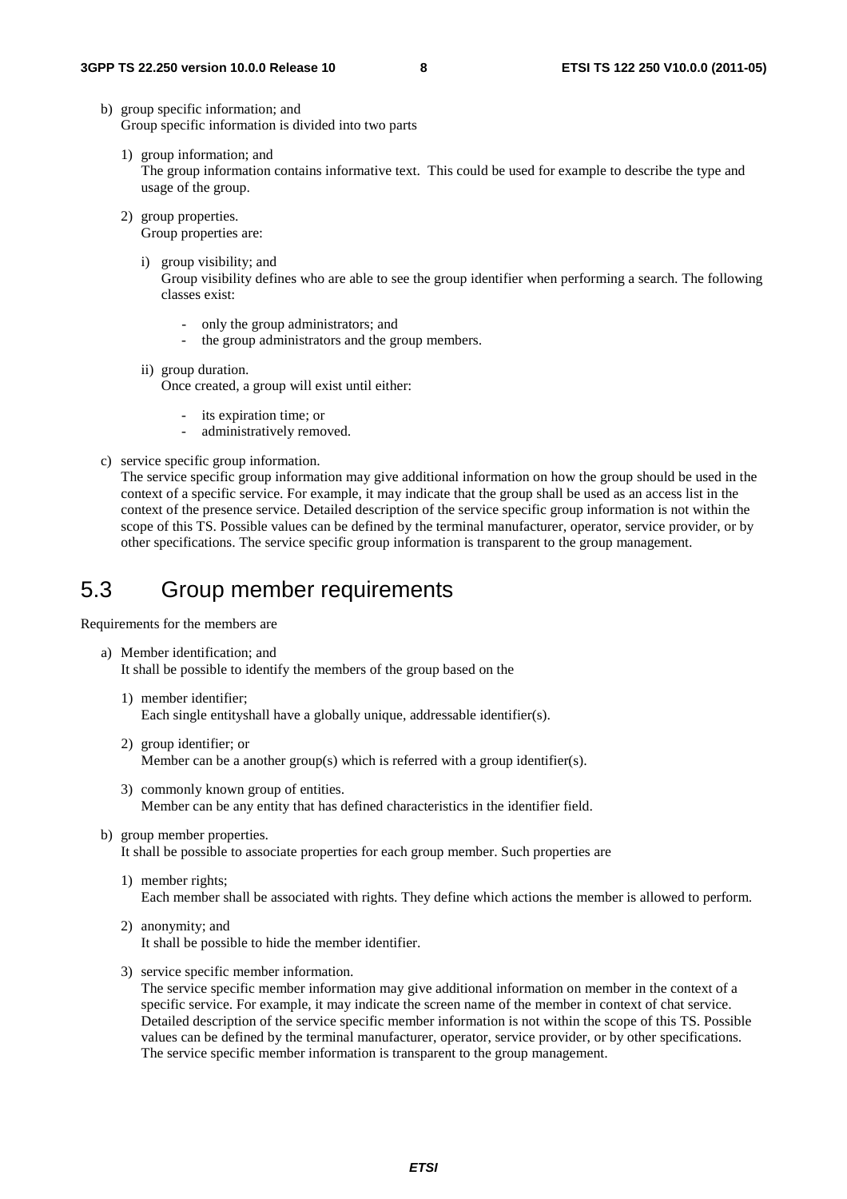b) group specific information; and
   Group specific information is divided into two parts

   1) group information; and
      The group information contains informative text. This could be used for example to describe the type and usage of the group.

   2) group properties.
      Group properties are:

      i) group visibility; and
         Group visibility defines who are able to see the group identifier when performing a search. The following classes exist:

         - only the group administrators; and
         - the group administrators and the group members.

      ii) group duration.
          Once created, a group will exist until either:

          - its expiration time; or
          - administratively removed.

c) service specific group information.
   The service specific group information may give additional information on how the group should be used in the context of a specific service. For example, it may indicate that the group shall be used as an access list in the context of the presence service. Detailed description of the service specific group information is not within the scope of this TS. Possible values can be defined by the terminal manufacturer, operator, service provider, or by other specifications. The service specific group information is transparent to the group management.

## 5.3 Group member requirements

Requirements for the members are

a) Member identification; and
   It shall be possible to identify the members of the group based on the

   1) member identifier;
      Each single entityshall have a globally unique, addressable identifier(s).

   2) group identifier; or
      Member can be a another group(s) which is referred with a group identifier(s).

   3) commonly known group of entities.
      Member can be any entity that has defined characteristics in the identifier field.

b) group member properties.
   It shall be possible to associate properties for each group member. Such properties are

   1) member rights;
      Each member shall be associated with rights. They define which actions the member is allowed to perform.

   2) anonymity; and
      It shall be possible to hide the member identifier.

   3) service specific member information.
      The service specific member information may give additional information on member in the context of a specific service. For example, it may indicate the screen name of the member in context of chat service. Detailed description of the service specific member information is not within the scope of this TS. Possible values can be defined by the terminal manufacturer, operator, service provider, or by other specifications. The service specific member information is transparent to the group management.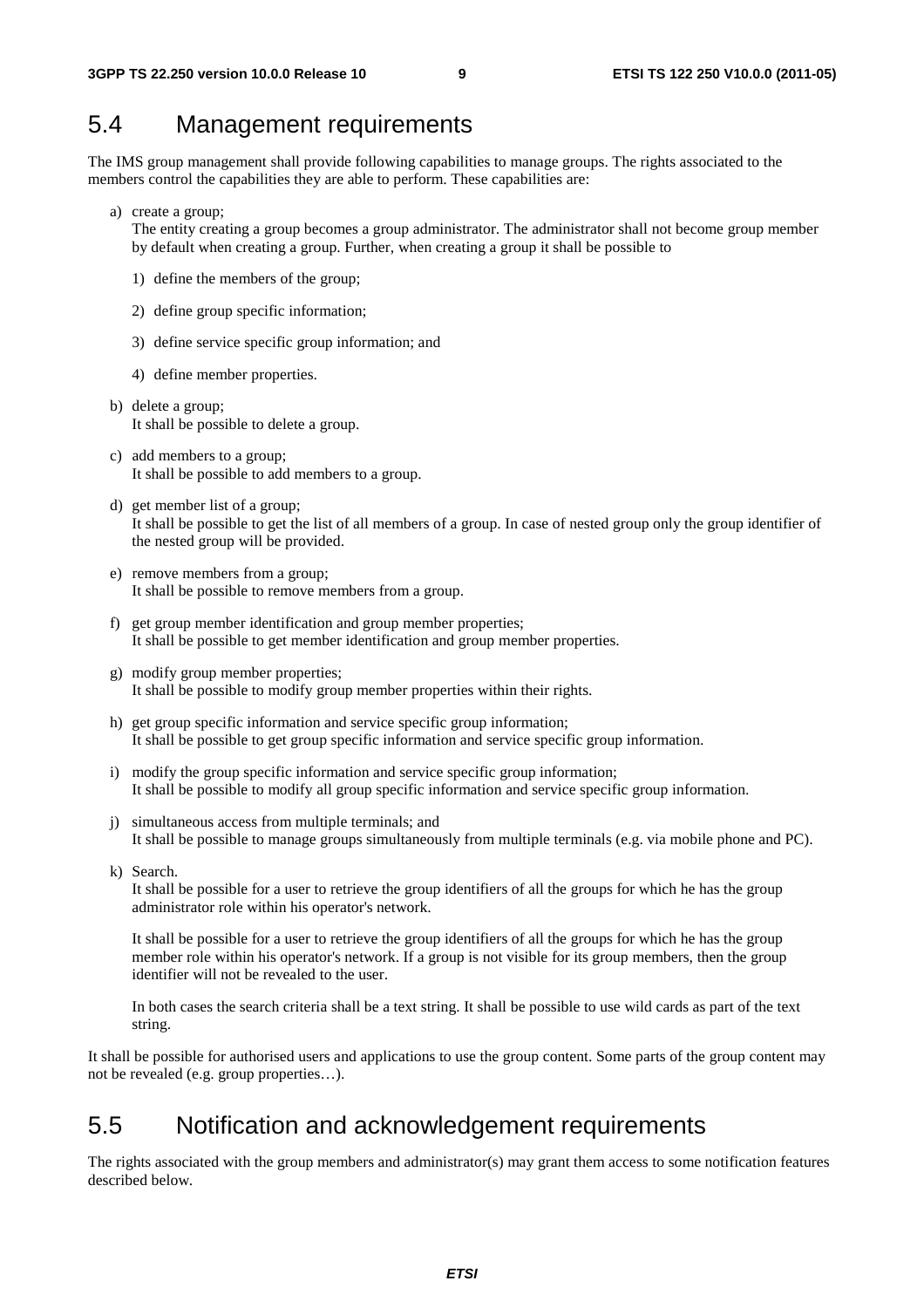## 5.4 Management requirements

The IMS group management shall provide following capabilities to manage groups. The rights associated to the members control the capabilities they are able to perform. These capabilities are:

a) create a group;
   The entity creating a group becomes a group administrator. The administrator shall not become group member by default when creating a group. Further, when creating a group it shall be possible to

   1) define the members of the group;

   2) define group specific information;

   3) define service specific group information; and

   4) define member properties.

b) delete a group;
   It shall be possible to delete a group.

c) add members to a group;
   It shall be possible to add members to a group.

d) get member list of a group;
   It shall be possible to get the list of all members of a group. In case of nested group only the group identifier of the nested group will be provided.

e) remove members from a group;
   It shall be possible to remove members from a group.

f) get group member identification and group member properties;
   It shall be possible to get member identification and group member properties.

g) modify group member properties;
   It shall be possible to modify group member properties within their rights.

h) get group specific information and service specific group information;
   It shall be possible to get group specific information and service specific group information.

i) modify the group specific information and service specific group information;
   It shall be possible to modify all group specific information and service specific group information.

j) simultaneous access from multiple terminals; and
   It shall be possible to manage groups simultaneously from multiple terminals (e.g. via mobile phone and PC).

k) Search.
   It shall be possible for a user to retrieve the group identifiers of all the groups for which he has the group administrator role within his operator's network.

   It shall be possible for a user to retrieve the group identifiers of all the groups for which he has the group member role within his operator's network. If a group is not visible for its group members, then the group identifier will not be revealed to the user.

   In both cases the search criteria shall be a text string. It shall be possible to use wild cards as part of the text string.

It shall be possible for authorised users and applications to use the group content. Some parts of the group content may not be revealed (e.g. group properties…).

## 5.5 Notification and acknowledgement requirements

The rights associated with the group members and administrator(s) may grant them access to some notification features described below.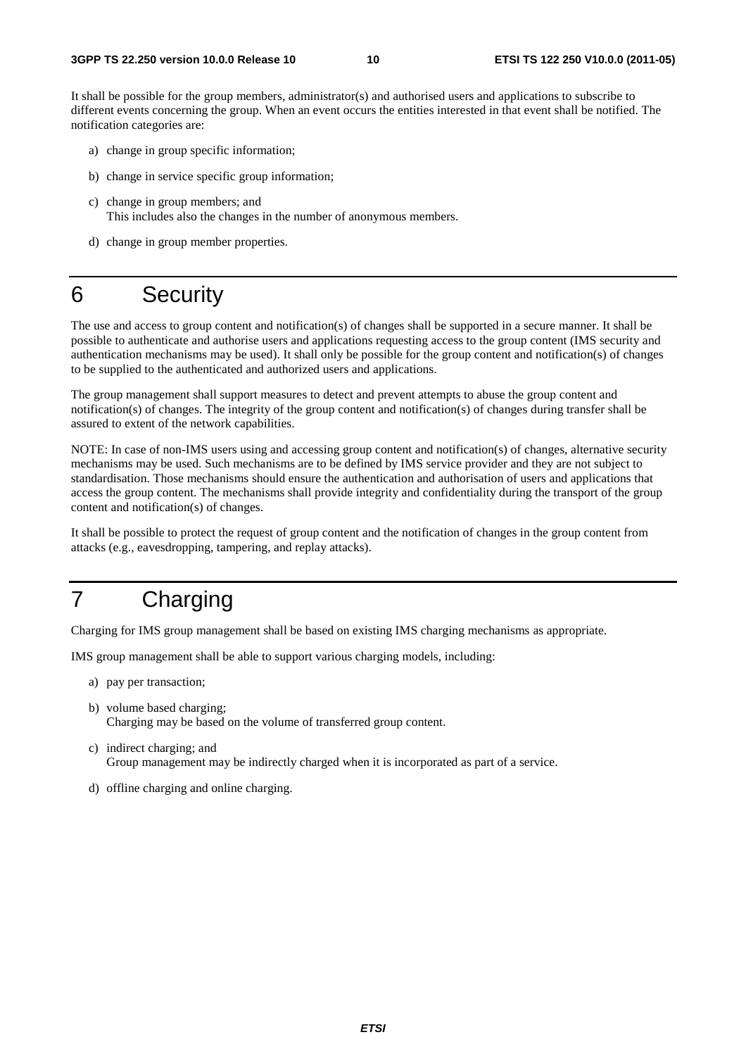It shall be possible for the group members, administrator(s) and authorised users and applications to subscribe to different events concerning the group. When an event occurs the entities interested in that event shall be notified. The notification categories are:

a) change in group specific information;

b) change in service specific group information;

c) change in group members; and
   This includes also the changes in the number of anonymous members.

d) change in group member properties.

# 6 Security

The use and access to group content and notification(s) of changes shall be supported in a secure manner. It shall be possible to authenticate and authorise users and applications requesting access to the group content (IMS security and authentication mechanisms may be used). It shall only be possible for the group content and notification(s) of changes to be supplied to the authenticated and authorized users and applications.

The group management shall support measures to detect and prevent attempts to abuse the group content and notification(s) of changes. The integrity of the group content and notification(s) of changes during transfer shall be assured to extent of the network capabilities.

NOTE: In case of non-IMS users using and accessing group content and notification(s) of changes, alternative security mechanisms may be used. Such mechanisms are to be defined by IMS service provider and they are not subject to standardisation. Those mechanisms should ensure the authentication and authorisation of users and applications that access the group content. The mechanisms shall provide integrity and confidentiality during the transport of the group content and notification(s) of changes.

It shall be possible to protect the request of group content and the notification of changes in the group content from attacks (e.g., eavesdropping, tampering, and replay attacks).

# 7 Charging

Charging for IMS group management shall be based on existing IMS charging mechanisms as appropriate.

IMS group management shall be able to support various charging models, including:

a) pay per transaction;

b) volume based charging;
   Charging may be based on the volume of transferred group content.

c) indirect charging; and
   Group management may be indirectly charged when it is incorporated as part of a service.

d) offline charging and online charging.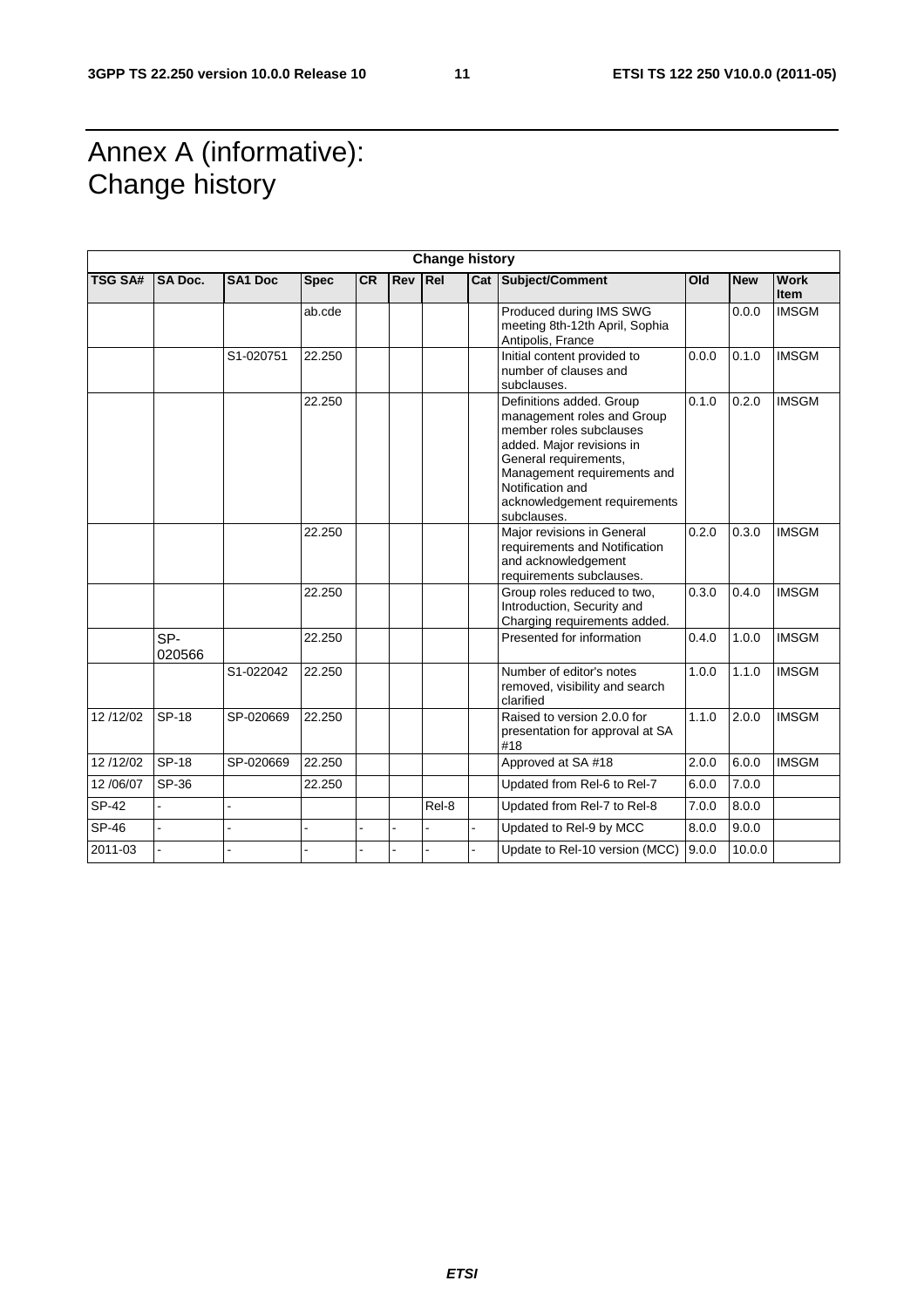# Annex A (informative): Change history

| Change history | | | | | | | | | | | |
|---|---|---|---|---|---|---|---|---|---|---|---|
| **TSG SA#** | **SA Doc.** | **SA1 Doc** | **Spec** | **CR** | **Rev** | **Rel** | **Cat** | **Subject/Comment** | **Old** | **New** | **Work Item** |
| | | | ab.cde | | | | | Produced during IMS SWG meeting 8th-12th April, Sophia Antipolis, France | | 0.0.0 | IMSGM |
| | | S1-020751 | 22.250 | | | | | Initial content provided to number of clauses and subclauses. | 0.0.0 | 0.1.0 | IMSGM |
| | | | 22.250 | | | | | Definitions added. Group management roles and Group member roles subclauses added. Major revisions in General requirements, Management requirements and Notification and acknowledgement requirements subclauses. | 0.1.0 | 0.2.0 | IMSGM |
| | | | 22.250 | | | | | Major revisions in General requirements and Notification and acknowledgement requirements subclauses. | 0.2.0 | 0.3.0 | IMSGM |
| | | | 22.250 | | | | | Group roles reduced to two, Introduction, Security and Charging requirements added. | 0.3.0 | 0.4.0 | IMSGM |
| | SP-020566 | | 22.250 | | | | | Presented for information | 0.4.0 | 1.0.0 | IMSGM |
| | | S1-022042 | 22.250 | | | | | Number of editor's notes removed, visibility and search clarified | 1.0.0 | 1.1.0 | IMSGM |
| 12 /12/02 | SP-18 | SP-020669 | 22.250 | | | | | Raised to version 2.0.0 for presentation for approval at SA #18 | 1.1.0 | 2.0.0 | IMSGM |
| 12 /12/02 | SP-18 | SP-020669 | 22.250 | | | | | Approved at SA #18 | 2.0.0 | 6.0.0 | IMSGM |
| 12 /06/07 | SP-36 | | 22.250 | | | | | Updated from Rel-6 to Rel-7 | 6.0.0 | 7.0.0 | |
| SP-42 | - | - | | | | Rel-8 | | Updated from Rel-7 to Rel-8 | 7.0.0 | 8.0.0 | |
| SP-46 | - | - | - | - | - | - | - | Updated to Rel-9 by MCC | 8.0.0 | 9.0.0 | |
| 2011-03 | - | - | - | - | - | - | - | Update to Rel-10 version (MCC) | 9.0.0 | 10.0.0 | |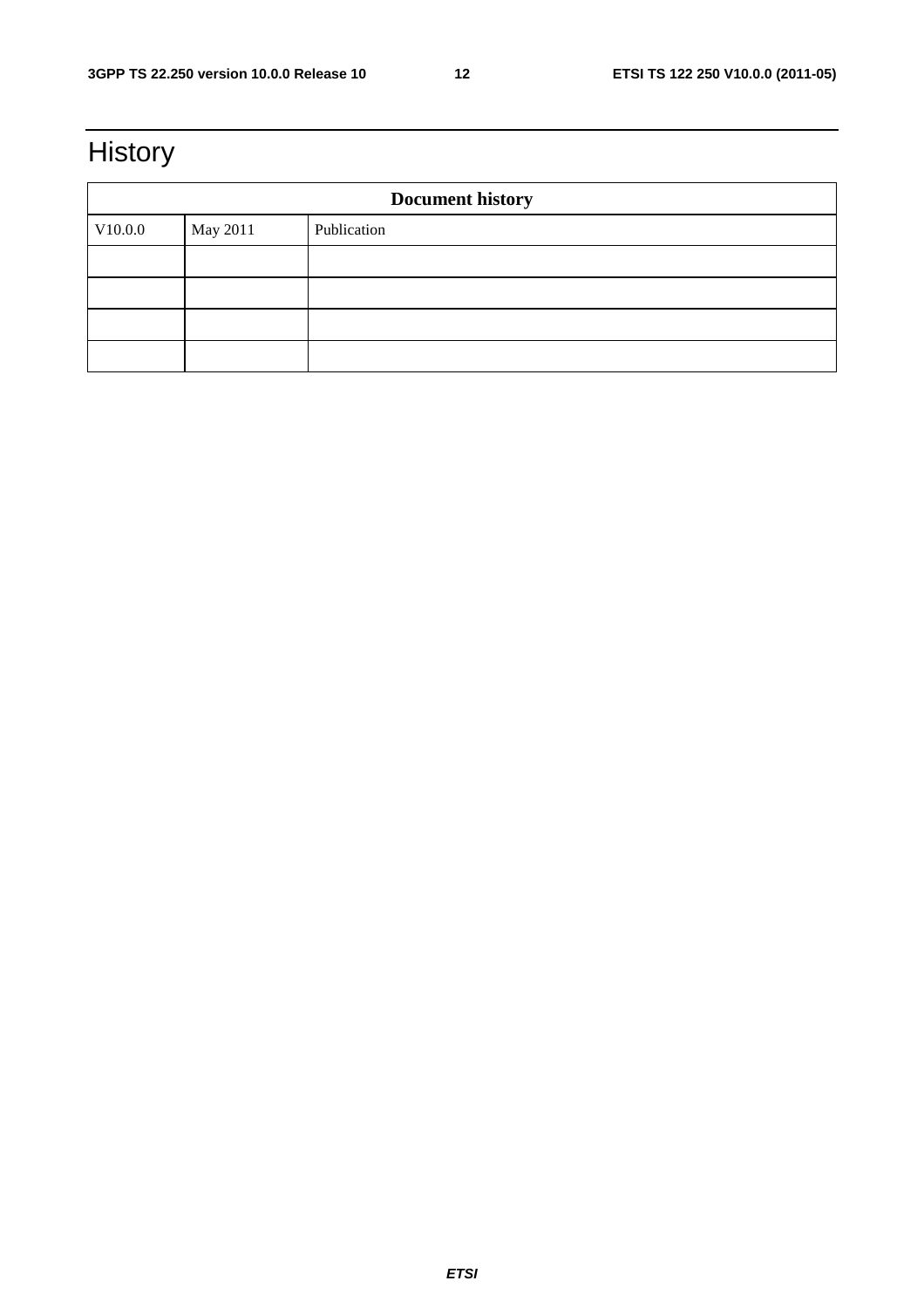# History

| Document history | | |
|---|---|---|
| V10.0.0 | May 2011 | Publication |
| | | |
| | | |
| | | |
| | | |